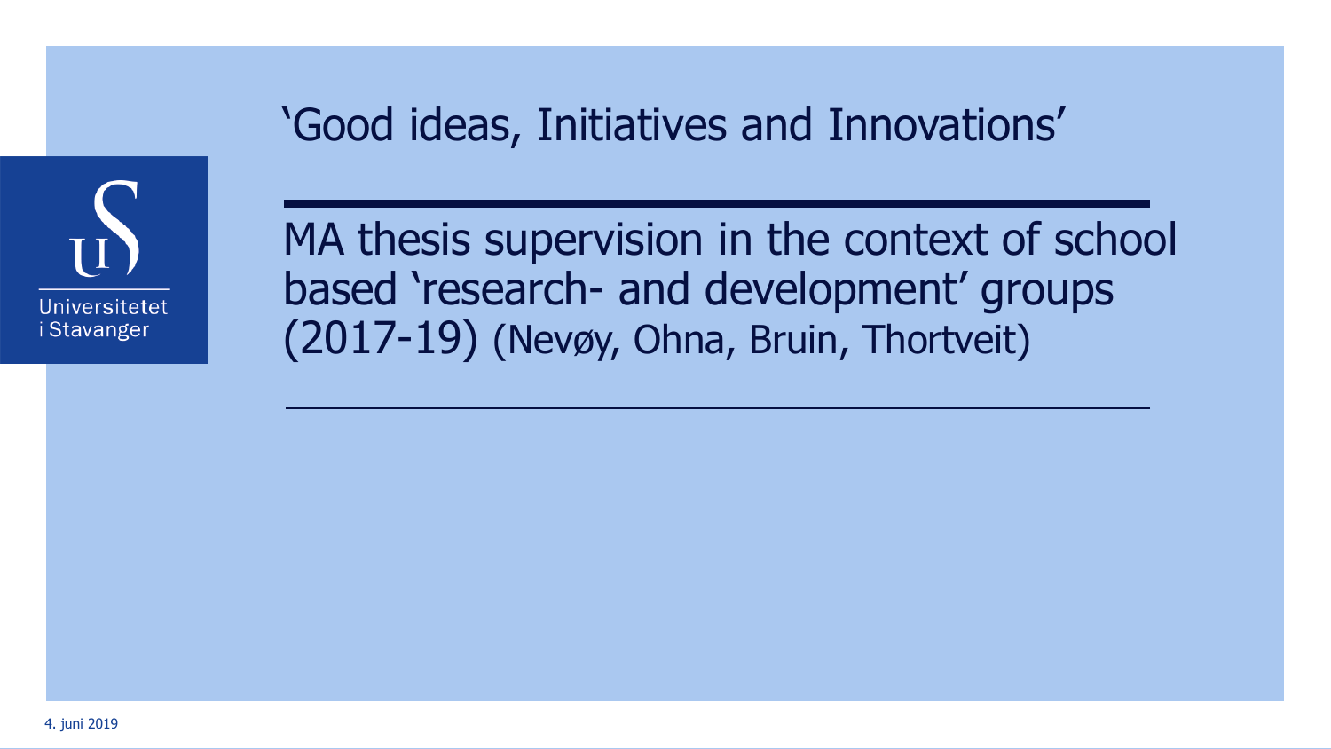# 'Good ideas, Initiatives and Innovations'

## MA thesis supervision in the context of school based 'research- and development' groups (2017-19) (Nevøy, Ohna, Bruin, Thortveit)

Universitetet i Stavanger

4. juni 2019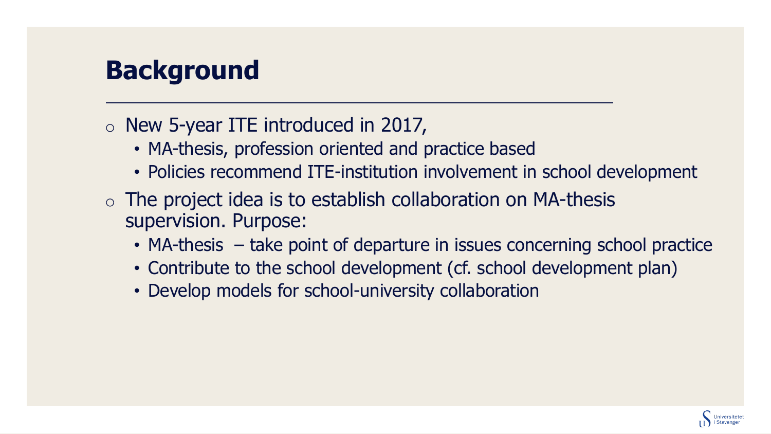# Background

- New 5-year ITE introduced in 2017,
  - MA-thesis, profession oriented and practice based
  - Policies recommend ITE-institution involvement in school development
- The project idea is to establish collaboration on MA-thesis supervision. Purpose:
  - MA-thesis – take point of departure in issues concerning school practice
  - Contribute to the school development (cf. school development plan)
  - Develop models for school-university collaboration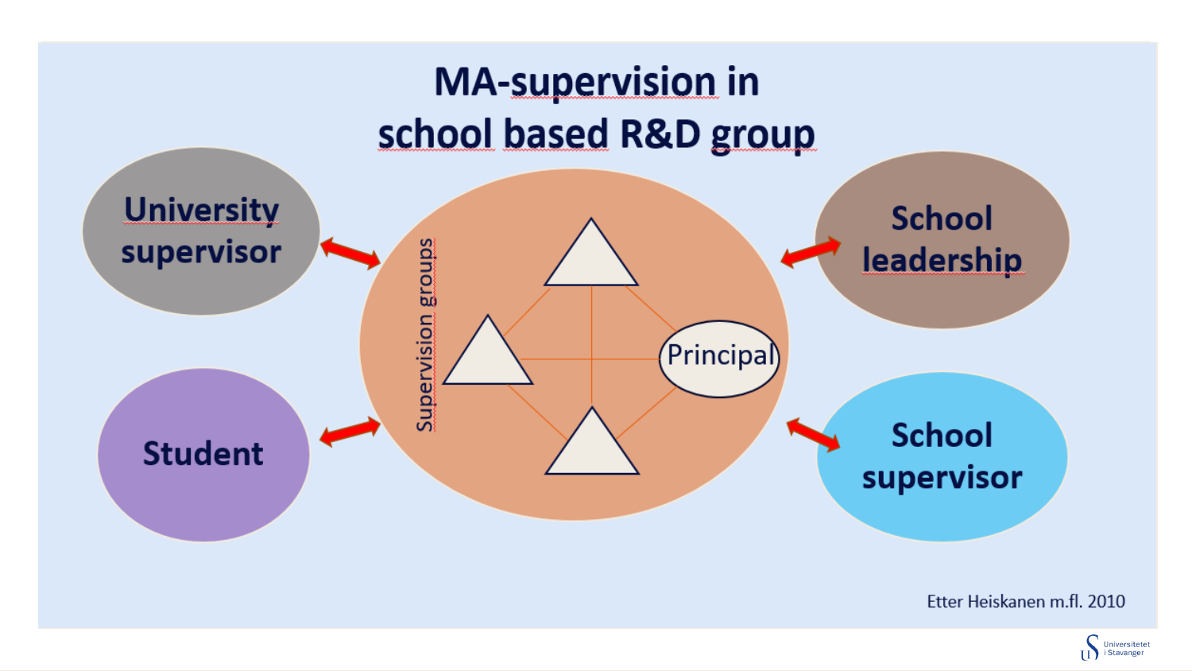# MA-supervision in school based R&D group

University supervisor

Student

Supervision groups

Principal

School leadership

School supervisor

Etter Heiskanen m.fl. 2010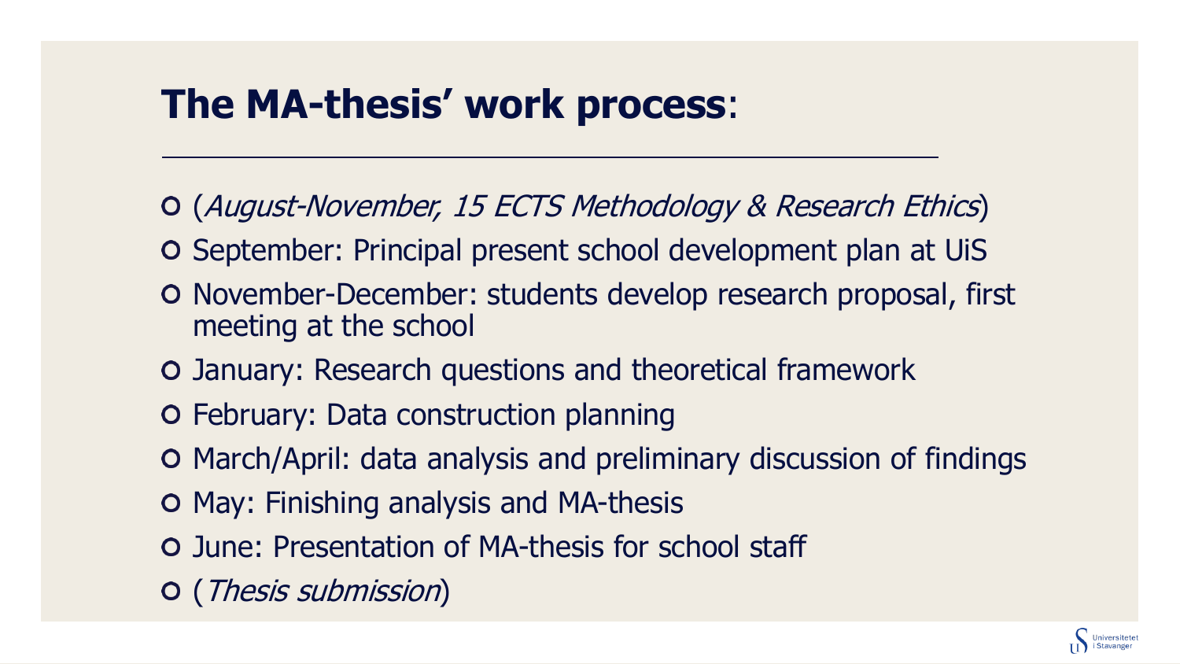## **The MA-thesis' work process**:

- (*August-November, 15 ECTS Methodology & Research Ethics*)
- September: Principal present school development plan at UiS
- November-December: students develop research proposal, first meeting at the school
- January: Research questions and theoretical framework
- February: Data construction planning
- March/April: data analysis and preliminary discussion of findings
- May: Finishing analysis and MA-thesis
- June: Presentation of MA-thesis for school staff
- (*Thesis submission*)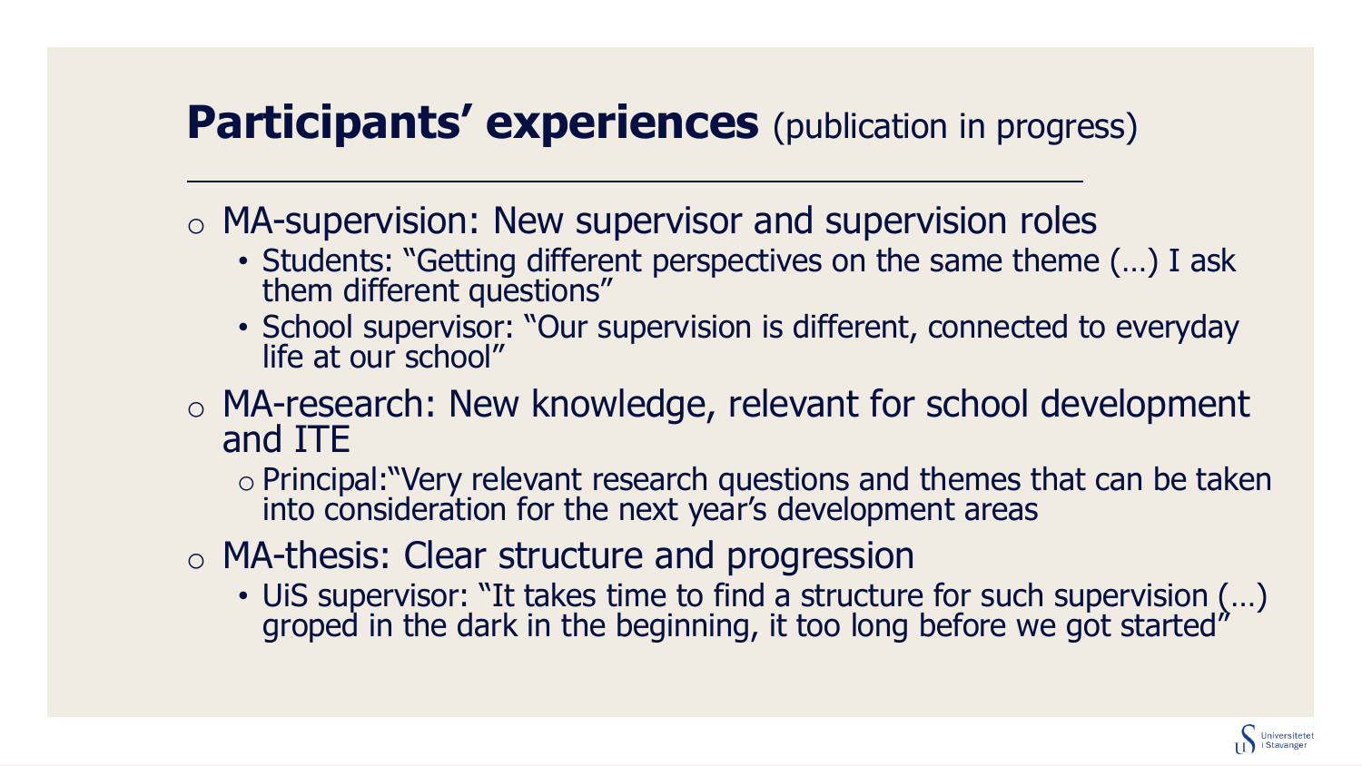## **Participants' experiences** (publication in progress)

- MA-supervision: New supervisor and supervision roles
  - Students: "Getting different perspectives on the same theme (…) I ask them different questions"
  - School supervisor: "Our supervision is different, connected to everyday life at our school"
- MA-research: New knowledge, relevant for school development and ITE
  - Principal:"Very relevant research questions and themes that can be taken into consideration for the next year's development areas
- MA-thesis: Clear structure and progression
  - UiS supervisor: "It takes time to find a structure for such supervision (…) groped in the dark in the beginning, it too long before we got started"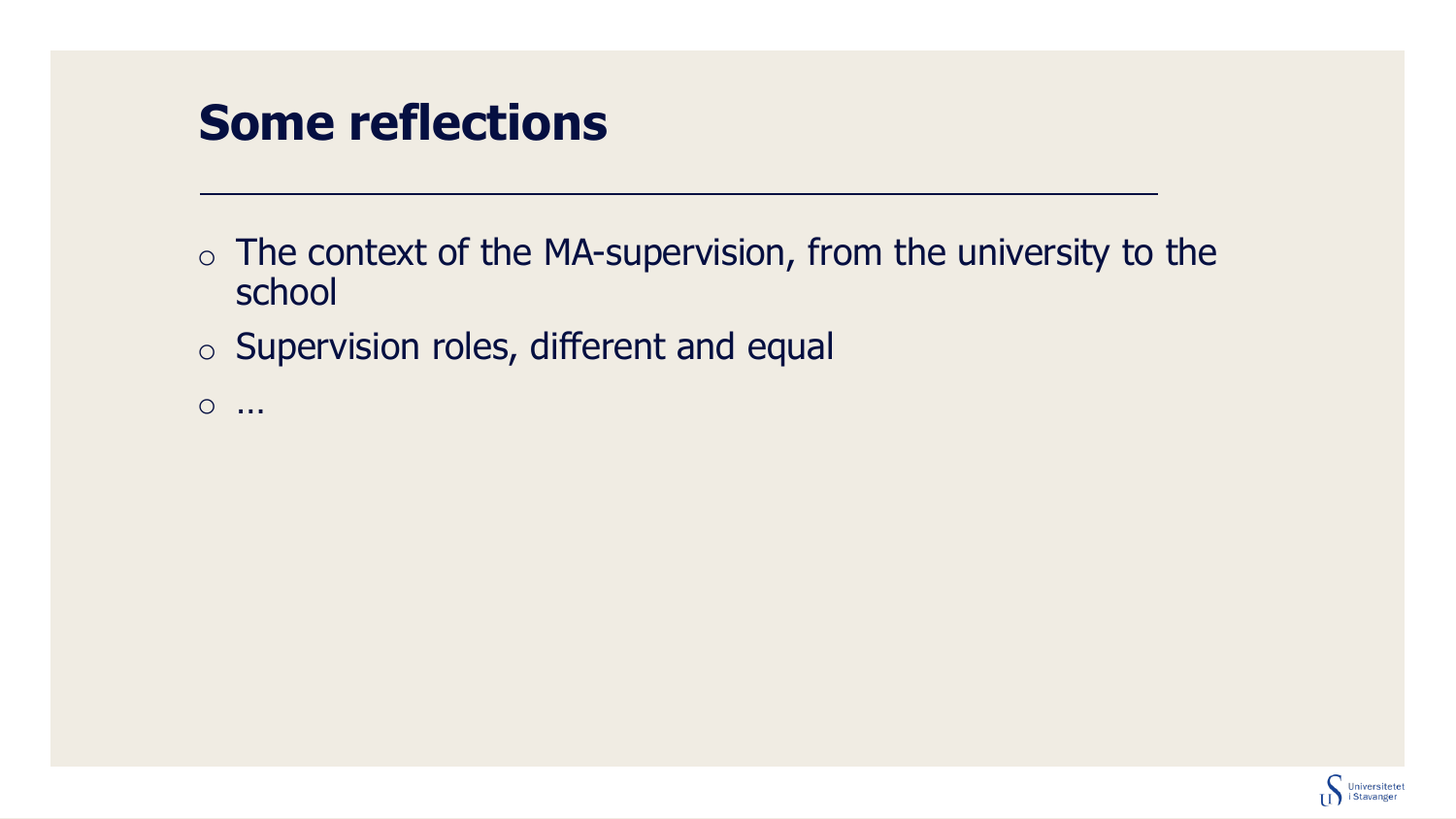# Some reflections

- The context of the MA-supervision, from the university to the school
- Supervision roles, different and equal
- ...